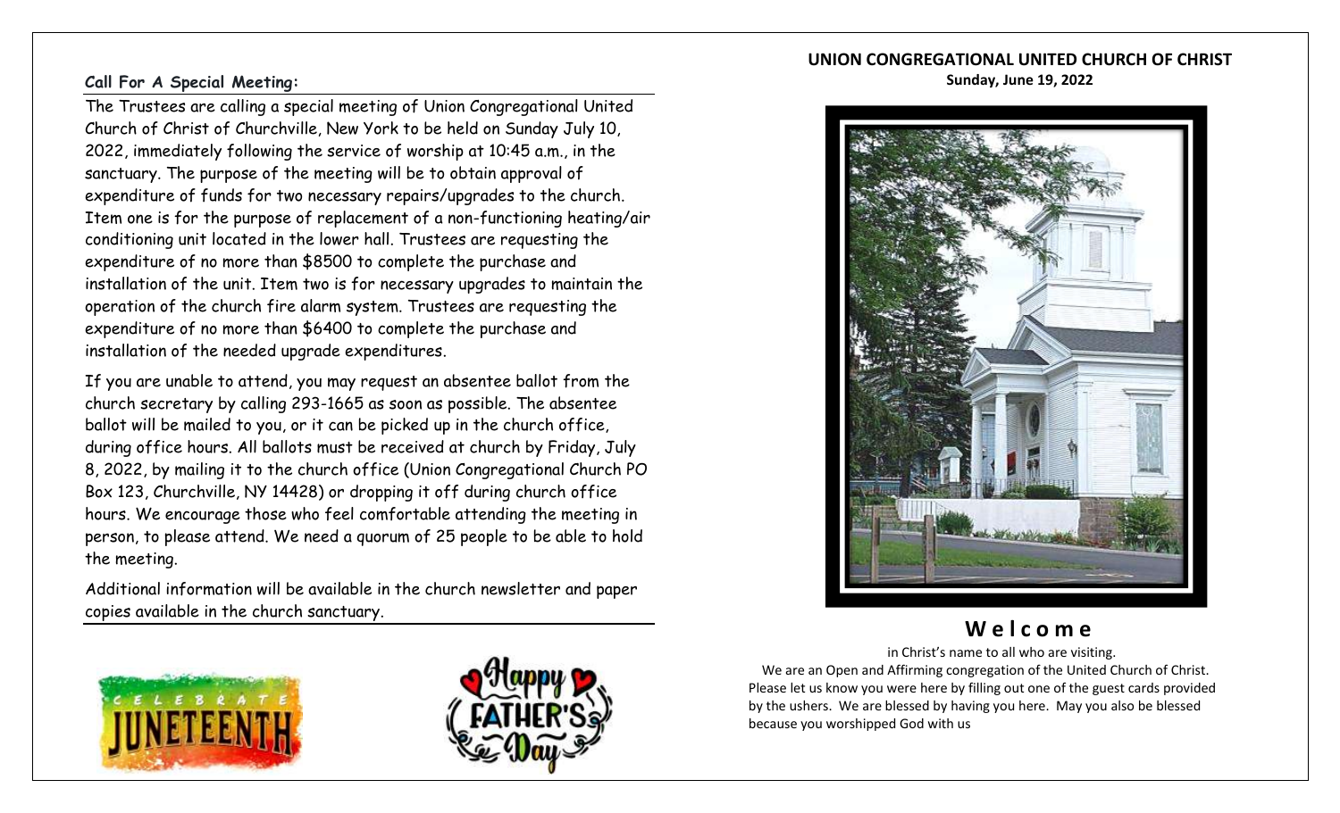### Call For A Special Meeting:

The Trustees are calling a special meeting of Union Congregational United Church of Christ of Churchville, New York to be held on Sunday July 10, 2022, immediately following the service of worship at 10:45 a.m., in the sanctuary. The purpose of the meeting will be to obtain approval of expenditure of funds for two necessary repairs/upgrades to the church. Item one is for the purpose of replacement of a non-functioning heating/air conditioning unit located in the lower hall. Trustees are requesting the expenditure of no more than $8500 to complete the purchase and installation of the unit. Item two is for necessary upgrades to maintain the operation of the church fire alarm system. Trustees are requesting the expenditure of no more than $6400 to complete the purchase and installation of the needed upgrade expenditures.

If you are unable to attend, you may request an absentee ballot from the church secretary by calling 293-1665 as soon as possible. The absentee ballot will be mailed to you, or it can be picked up in the church office, during office hours. All ballots must be received at church by Friday, July 8, 2022, by mailing it to the church office (Union Congregational Church PO Box 123, Churchville, NY 14428) or dropping it off during church office hours. We encourage those who feel comfortable attending the meeting in person, to please attend. We need a quorum of 25 people to be able to hold the meeting.

Additional information will be available in the church newsletter and paper copies available in the church sanctuary.

CELEBRATE JUNETEENTH

Happy FATHER'S Day

# UNION CONGREGATIONAL UNITED CHURCH OF CHRIST

**Sunday, June 19, 2022**

## Welcome

in Christ's name to all who are visiting.

We are an Open and Affirming congregation of the United Church of Christ. Please let us know you were here by filling out one of the guest cards provided by the ushers. We are blessed by having you here. May you also be blessed because you worshipped God with us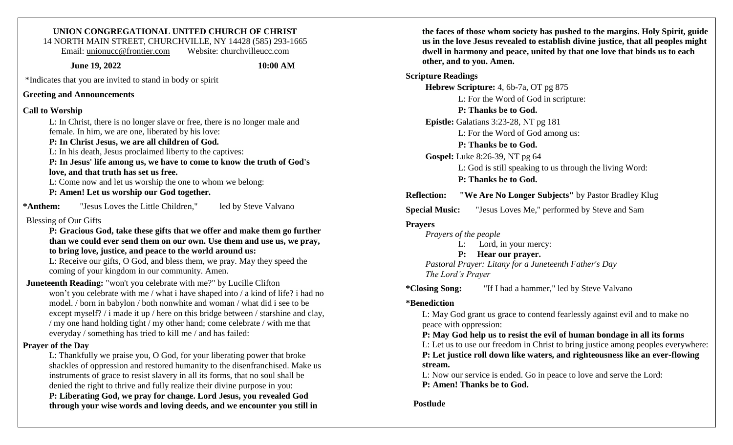**UNION CONGREGATIONAL UNITED CHURCH OF CHRIST**
14 NORTH MAIN STREET, CHURCHVILLE, NY 14428 (585) 293-1665
Email: unionucc@frontier.com Website: churchvilleucc.com

**June 19, 2022** **10:00 AM**

*Indicates that you are invited to stand in body or spirit

**Greeting and Announcements**

**Call to Worship**

L: In Christ, there is no longer slave or free, there is no longer male and female. In him, we are one, liberated by his love:
**P: In Christ Jesus, we are all children of God.**
L: In his death, Jesus proclaimed liberty to the captives:
**P: In Jesus' life among us, we have to come to know the truth of God's love, and that truth has set us free.**
L: Come now and let us worship the one to whom we belong:
**P: Amen! Let us worship our God together.**

***Anthem:** "Jesus Loves the Little Children," led by Steve Valvano

Blessing of Our Gifts

**P: Gracious God, take these gifts that we offer and make them go further than we could ever send them on our own. Use them and use us, we pray, to bring love, justice, and peace to the world around us:**
L: Receive our gifts, O God, and bless them, we pray. May they speed the coming of your kingdom in our community. Amen.

**Juneteenth Reading:** "won't you celebrate with me?" by Lucille Clifton
won't you celebrate with me / what i have shaped into / a kind of life? i had no model. / born in babylon / both nonwhite and woman / what did i see to be except myself? / i made it up / here on this bridge between / starshine and clay, / my one hand holding tight / my other hand; come celebrate / with me that everyday / something has tried to kill me / and has failed:

**Prayer of the Day**

L: Thankfully we praise you, O God, for your liberating power that broke shackles of oppression and restored humanity to the disenfranchised. Make us instruments of grace to resist slavery in all its forms, that no soul shall be denied the right to thrive and fully realize their divine purpose in you:
**P: Liberating God, we pray for change. Lord Jesus, you revealed God through your wise words and loving deeds, and we encounter you still in the faces of those whom society has pushed to the margins. Holy Spirit, guide us in the love Jesus revealed to establish divine justice, that all peoples might dwell in harmony and peace, united by that one love that binds us to each other, and to you. Amen.**

**Scripture Readings**

**Hebrew Scripture:** 4, 6b-7a, OT pg 875
L: For the Word of God in scripture:
**P: Thanks be to God.**

**Epistle:** Galatians 3:23-28, NT pg 181
L: For the Word of God among us:
**P: Thanks be to God.**

**Gospel:** Luke 8:26-39, NT pg 64
L: God is still speaking to us through the living Word:
**P: Thanks be to God.**

**Reflection:** **"We Are No Longer Subjects"** by Pastor Bradley Klug

**Special Music:** "Jesus Loves Me," performed by Steve and Sam

**Prayers**

*Prayers of the people*
L: Lord, in your mercy:
**P: Hear our prayer.**
*Pastoral Prayer: Litany for a Juneteenth Father's Day*
*The Lord's Prayer*

***Closing Song:** "If I had a hammer," led by Steve Valvano

***Benediction**

L: May God grant us grace to contend fearlessly against evil and to make no peace with oppression:
**P: May God help us to resist the evil of human bondage in all its forms**
L: Let us to use our freedom in Christ to bring justice among peoples everywhere:
**P: Let justice roll down like waters, and righteousness like an ever-flowing stream.**
L: Now our service is ended. Go in peace to love and serve the Lord:
**P: Amen! Thanks be to God.**

**Postlude**